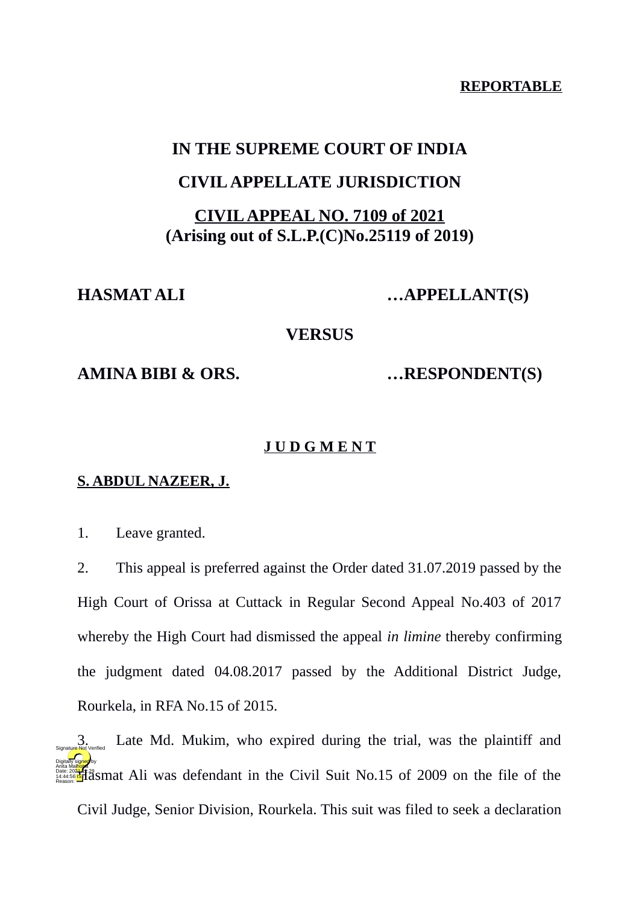**REPORTABLE**

# IN THE SUPREME COURT OF INDIA

## CIVIL APPELLATE JURISDICTION

**CIVIL APPEAL NO. 7109 of 2021**
**(Arising out of S.L.P.(C)No.25119 of 2019)**

**HASMAT ALI …APPELLANT(S)**

**VERSUS**

**AMINA BIBI & ORS. …RESPONDENT(S)**

**J U D G M E N T**

**S. ABDUL NAZEER, J.**

1. Leave granted.

2. This appeal is preferred against the Order dated 31.07.2019 passed by the High Court of Orissa at Cuttack in Regular Second Appeal No.403 of 2017 whereby the High Court had dismissed the appeal *in limine* thereby confirming the judgment dated 04.08.2017 passed by the Additional District Judge, Rourkela, in RFA No.15 of 2015.

3. Late Md. Mukim, who expired during the trial, was the plaintiff and Hasmat Ali was defendant in the Civil Suit No.15 of 2009 on the file of the Civil Judge, Senior Division, Rourkela. This suit was filed to seek a declaration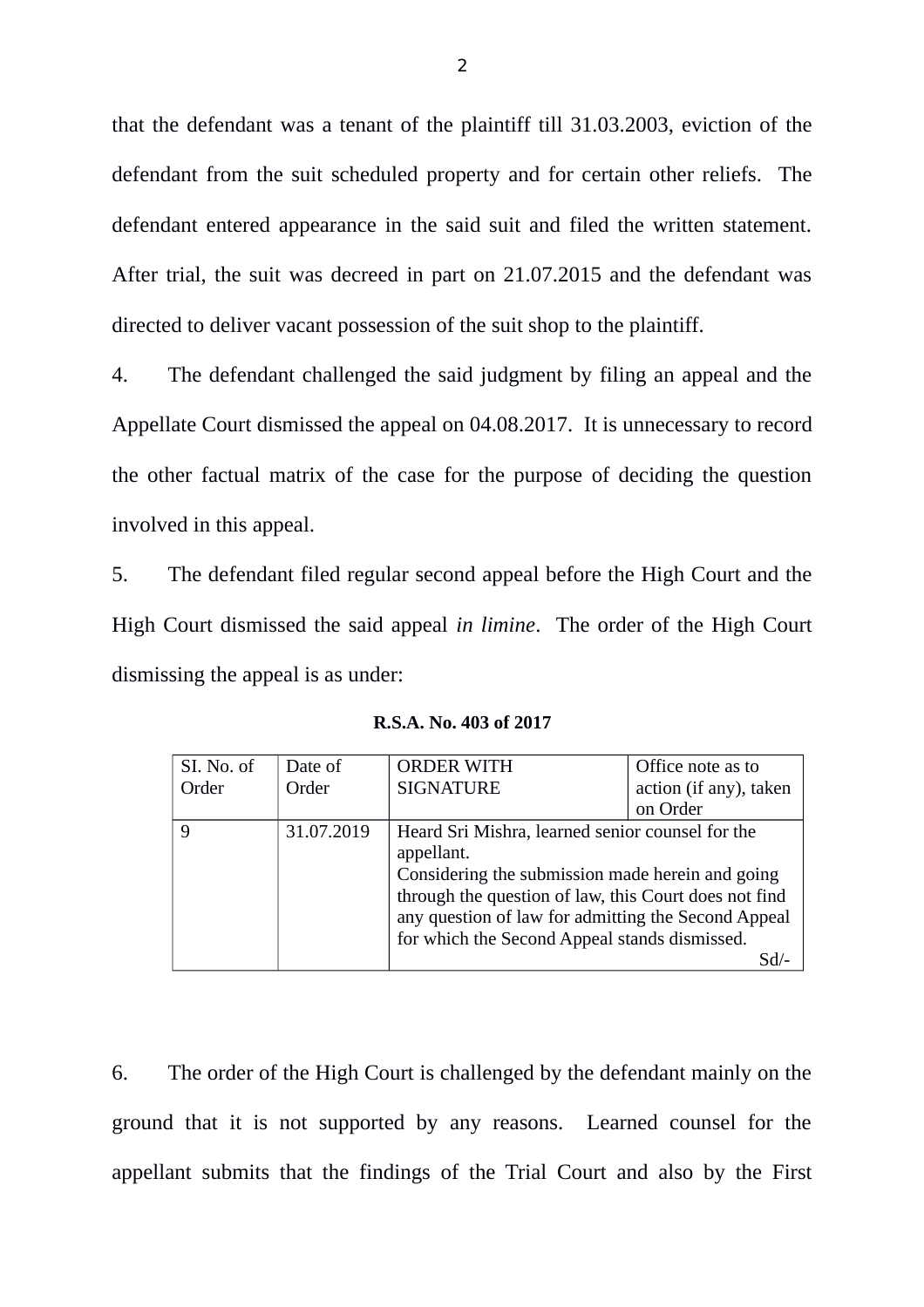that the defendant was a tenant of the plaintiff till 31.03.2003, eviction of the defendant from the suit scheduled property and for certain other reliefs. The defendant entered appearance in the said suit and filed the written statement. After trial, the suit was decreed in part on 21.07.2015 and the defendant was directed to deliver vacant possession of the suit shop to the plaintiff.

4. The defendant challenged the said judgment by filing an appeal and the Appellate Court dismissed the appeal on 04.08.2017. It is unnecessary to record the other factual matrix of the case for the purpose of deciding the question involved in this appeal.

5. The defendant filed regular second appeal before the High Court and the High Court dismissed the said appeal *in limine*. The order of the High Court dismissing the appeal is as under:

**R.S.A. No. 403 of 2017**

| SI. No. of Order | Date of Order | ORDER WITH SIGNATURE | Office note as to action (if any), taken on Order |
|---|---|---|---|
| 9 | 31.07.2019 | Heard Sri Mishra, learned senior counsel for the appellant. Considering the submission made herein and going through the question of law, this Court does not find any question of law for admitting the Second Appeal for which the Second Appeal stands dismissed. Sd/- | |

6. The order of the High Court is challenged by the defendant mainly on the ground that it is not supported by any reasons. Learned counsel for the appellant submits that the findings of the Trial Court and also by the First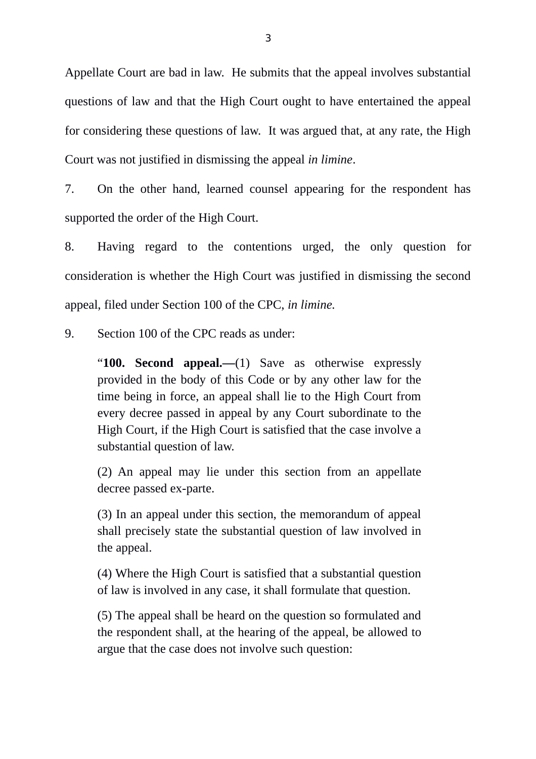Appellate Court are bad in law. He submits that the appeal involves substantial questions of law and that the High Court ought to have entertained the appeal for considering these questions of law. It was argued that, at any rate, the High Court was not justified in dismissing the appeal *in limine*.

7. On the other hand, learned counsel appearing for the respondent has supported the order of the High Court.

8. Having regard to the contentions urged, the only question for consideration is whether the High Court was justified in dismissing the second appeal, filed under Section 100 of the CPC, *in limine.*

9. Section 100 of the CPC reads as under:

> "**100. Second appeal.—**(1) Save as otherwise expressly provided in the body of this Code or by any other law for the time being in force, an appeal shall lie to the High Court from every decree passed in appeal by any Court subordinate to the High Court, if the High Court is satisfied that the case involve a substantial question of law.
>
> (2) An appeal may lie under this section from an appellate decree passed ex-parte.
>
> (3) In an appeal under this section, the memorandum of appeal shall precisely state the substantial question of law involved in the appeal.
>
> (4) Where the High Court is satisfied that a substantial question of law is involved in any case, it shall formulate that question.
>
> (5) The appeal shall be heard on the question so formulated and the respondent shall, at the hearing of the appeal, be allowed to argue that the case does not involve such question: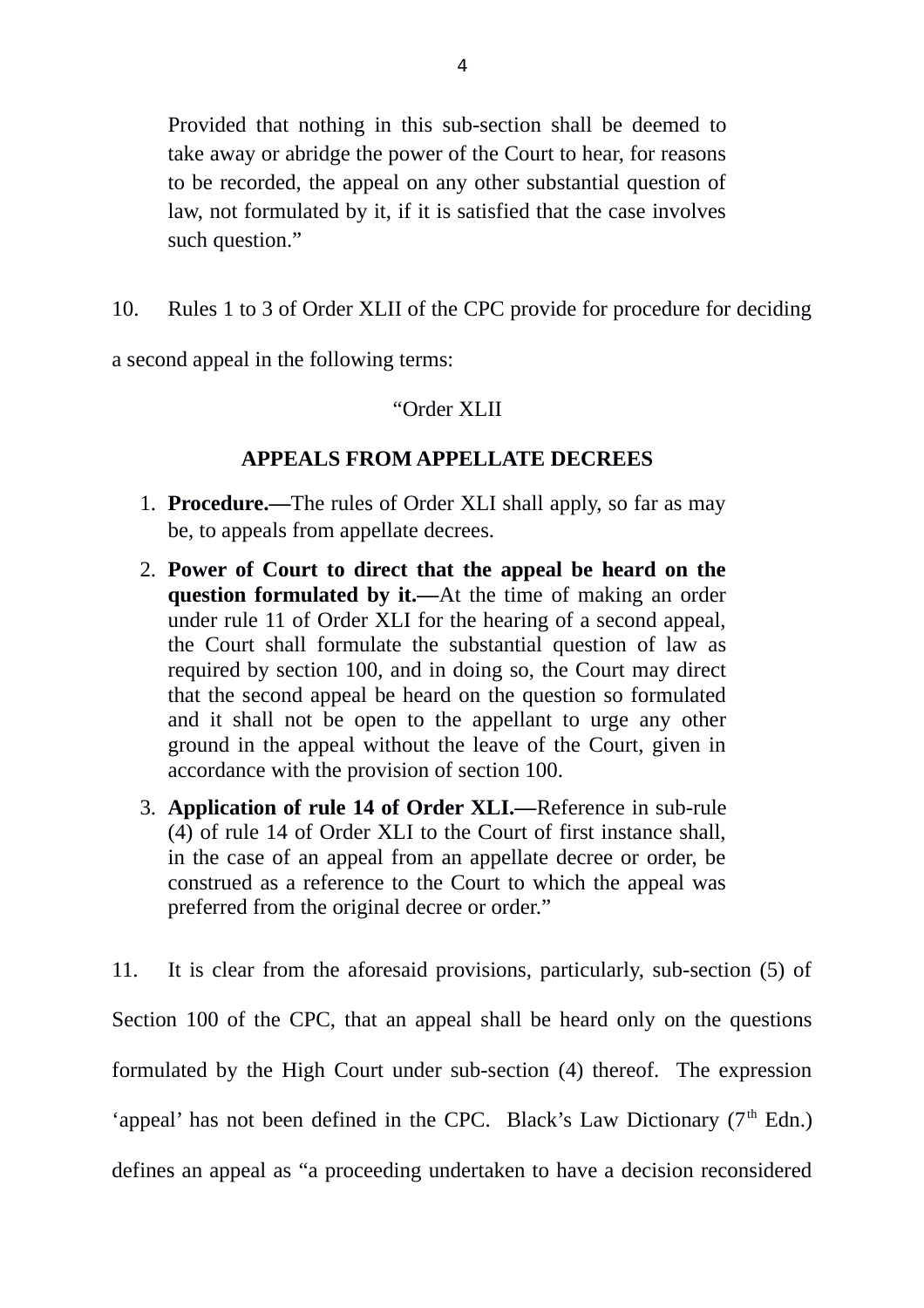> Provided that nothing in this sub-section shall be deemed to take away or abridge the power of the Court to hear, for reasons to be recorded, the appeal on any other substantial question of law, not formulated by it, if it is satisfied that the case involves such question."

10. Rules 1 to 3 of Order XLII of the CPC provide for procedure for deciding a second appeal in the following terms:

> "Order XLII
>
> **APPEALS FROM APPELLATE DECREES**
>
> 1. **Procedure.—**The rules of Order XLI shall apply, so far as may be, to appeals from appellate decrees.
> 2. **Power of Court to direct that the appeal be heard on the question formulated by it.—**At the time of making an order under rule 11 of Order XLI for the hearing of a second appeal, the Court shall formulate the substantial question of law as required by section 100, and in doing so, the Court may direct that the second appeal be heard on the question so formulated and it shall not be open to the appellant to urge any other ground in the appeal without the leave of the Court, given in accordance with the provision of section 100.
> 3. **Application of rule 14 of Order XLI.—**Reference in sub-rule (4) of rule 14 of Order XLI to the Court of first instance shall, in the case of an appeal from an appellate decree or order, be construed as a reference to the Court to which the appeal was preferred from the original decree or order."

11. It is clear from the aforesaid provisions, particularly, sub-section (5) of Section 100 of the CPC, that an appeal shall be heard only on the questions formulated by the High Court under sub-section (4) thereof. The expression 'appeal' has not been defined in the CPC. Black's Law Dictionary (7th Edn.) defines an appeal as "a proceeding undertaken to have a decision reconsidered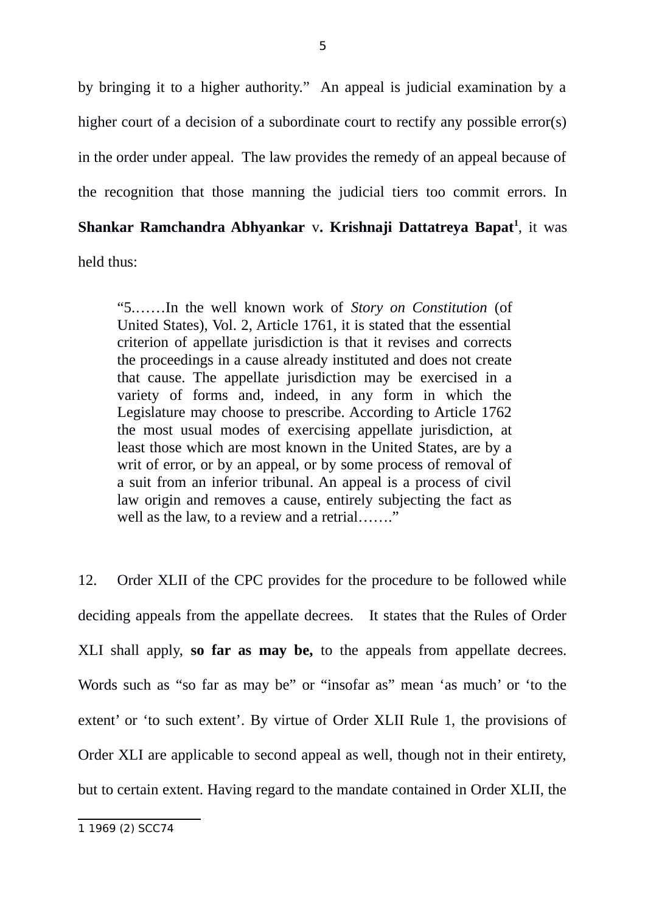by bringing it to a higher authority." An appeal is judicial examination by a higher court of a decision of a subordinate court to rectify any possible error(s) in the order under appeal. The law provides the remedy of an appeal because of the recognition that those manning the judicial tiers too commit errors. In **Shankar Ramchandra Abhyankar** v**. Krishnaji Dattatreya Bapat**[1], it was held thus:

> "5.……In the well known work of *Story on Constitution* (of United States), Vol. 2, Article 1761, it is stated that the essential criterion of appellate jurisdiction is that it revises and corrects the proceedings in a cause already instituted and does not create that cause. The appellate jurisdiction may be exercised in a variety of forms and, indeed, in any form in which the Legislature may choose to prescribe. According to Article 1762 the most usual modes of exercising appellate jurisdiction, at least those which are most known in the United States, are by a writ of error, or by an appeal, or by some process of removal of a suit from an inferior tribunal. An appeal is a process of civil law origin and removes a cause, entirely subjecting the fact as well as the law, to a review and a retrial……."

12. Order XLII of the CPC provides for the procedure to be followed while deciding appeals from the appellate decrees. It states that the Rules of Order XLI shall apply, **so far as may be,** to the appeals from appellate decrees. Words such as "so far as may be" or "insofar as" mean 'as much' or 'to the extent' or 'to such extent'. By virtue of Order XLII Rule 1, the provisions of Order XLI are applicable to second appeal as well, though not in their entirety, but to certain extent. Having regard to the mandate contained in Order XLII, the

---

1 1969 (2) SCC74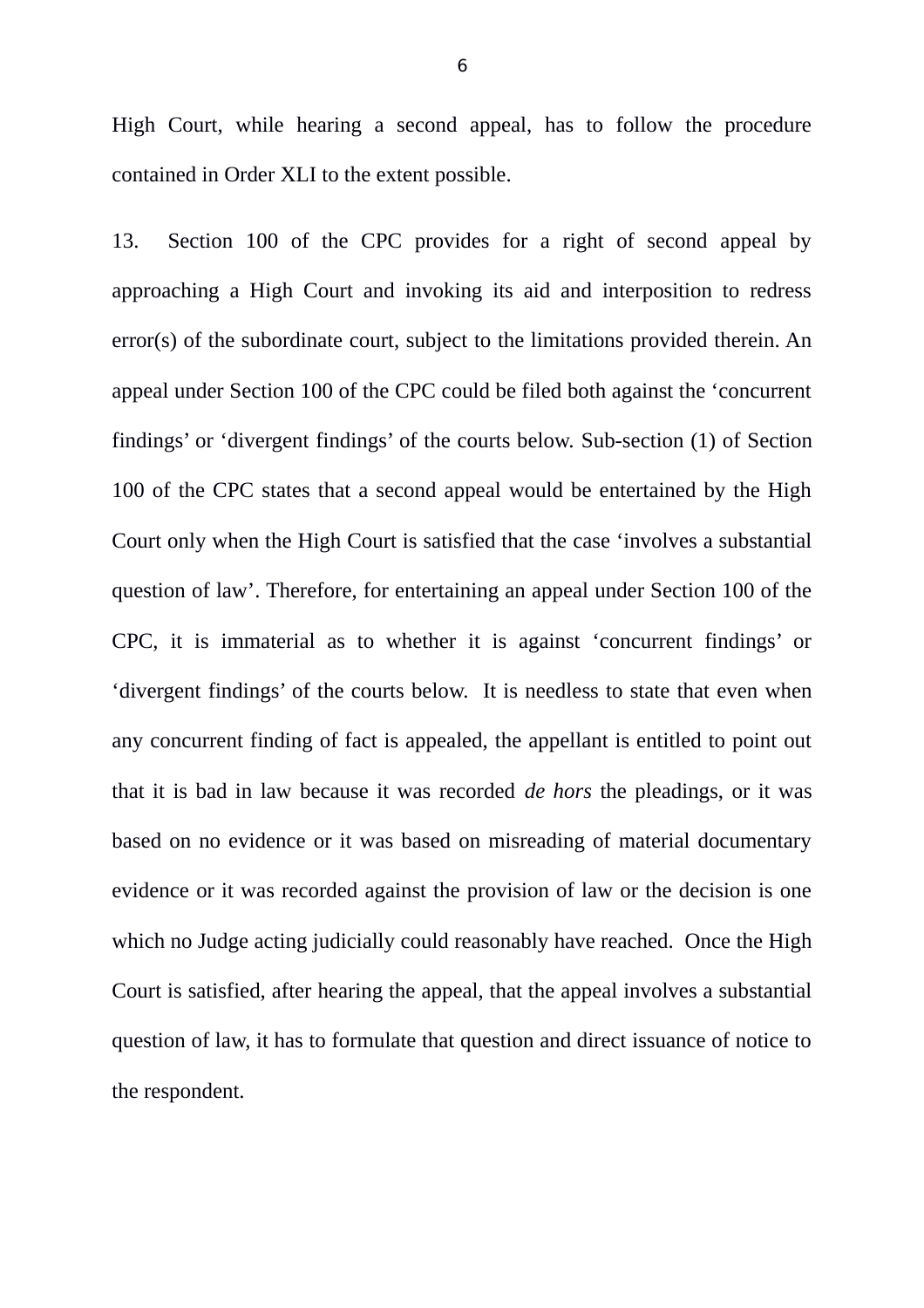High Court, while hearing a second appeal, has to follow the procedure contained in Order XLI to the extent possible.

13. Section 100 of the CPC provides for a right of second appeal by approaching a High Court and invoking its aid and interposition to redress error(s) of the subordinate court, subject to the limitations provided therein. An appeal under Section 100 of the CPC could be filed both against the 'concurrent findings' or 'divergent findings' of the courts below. Sub-section (1) of Section 100 of the CPC states that a second appeal would be entertained by the High Court only when the High Court is satisfied that the case 'involves a substantial question of law'. Therefore, for entertaining an appeal under Section 100 of the CPC, it is immaterial as to whether it is against 'concurrent findings' or 'divergent findings' of the courts below. It is needless to state that even when any concurrent finding of fact is appealed, the appellant is entitled to point out that it is bad in law because it was recorded *de hors* the pleadings, or it was based on no evidence or it was based on misreading of material documentary evidence or it was recorded against the provision of law or the decision is one which no Judge acting judicially could reasonably have reached. Once the High Court is satisfied, after hearing the appeal, that the appeal involves a substantial question of law, it has to formulate that question and direct issuance of notice to the respondent.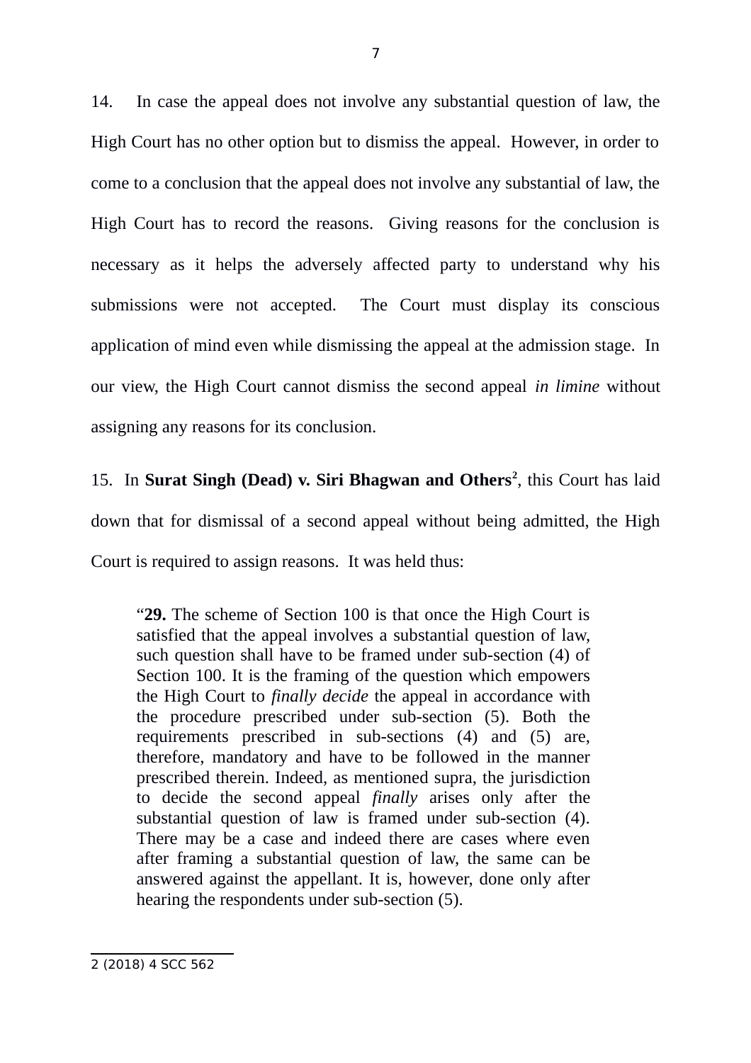14. In case the appeal does not involve any substantial question of law, the High Court has no other option but to dismiss the appeal. However, in order to come to a conclusion that the appeal does not involve any substantial of law, the High Court has to record the reasons. Giving reasons for the conclusion is necessary as it helps the adversely affected party to understand why his submissions were not accepted. The Court must display its conscious application of mind even while dismissing the appeal at the admission stage. In our view, the High Court cannot dismiss the second appeal *in limine* without assigning any reasons for its conclusion.

15. In **Surat Singh (Dead) v. Siri Bhagwan and Others**[2], this Court has laid down that for dismissal of a second appeal without being admitted, the High Court is required to assign reasons. It was held thus:

> "**29.** The scheme of Section 100 is that once the High Court is satisfied that the appeal involves a substantial question of law, such question shall have to be framed under sub-section (4) of Section 100. It is the framing of the question which empowers the High Court to *finally decide* the appeal in accordance with the procedure prescribed under sub-section (5). Both the requirements prescribed in sub-sections (4) and (5) are, therefore, mandatory and have to be followed in the manner prescribed therein. Indeed, as mentioned supra, the jurisdiction to decide the second appeal *finally* arises only after the substantial question of law is framed under sub-section (4). There may be a case and indeed there are cases where even after framing a substantial question of law, the same can be answered against the appellant. It is, however, done only after hearing the respondents under sub-section (5).

---

2 (2018) 4 SCC 562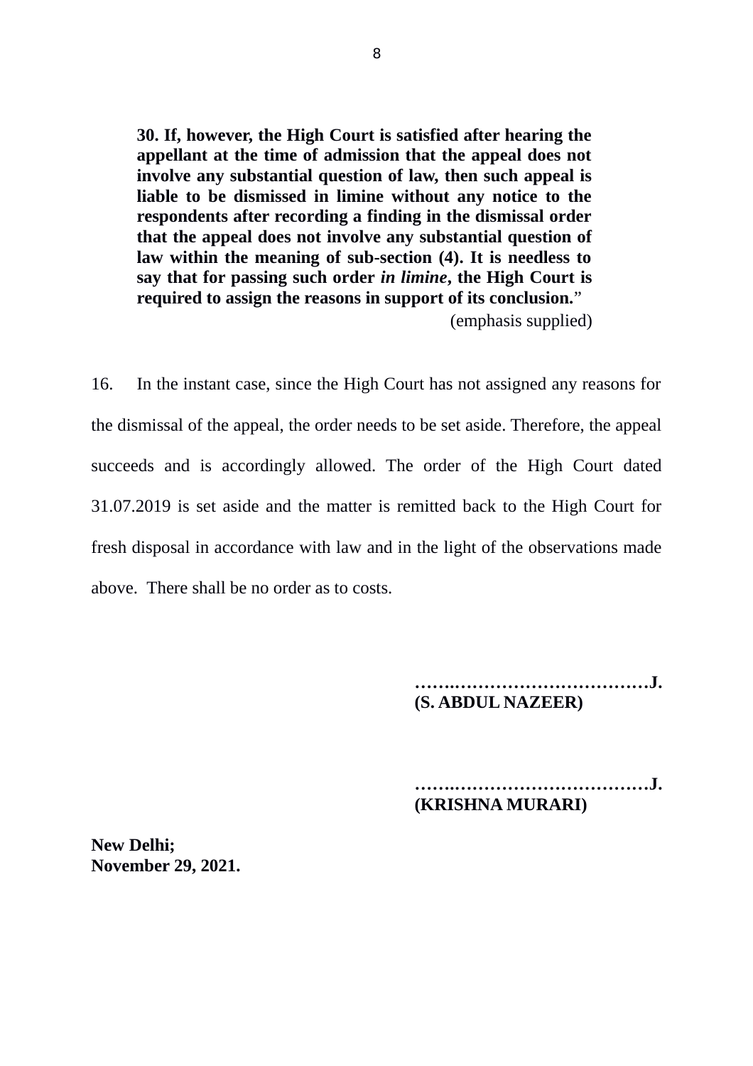> **30. If, however, the High Court is satisfied after hearing the appellant at the time of admission that the appeal does not involve any substantial question of law, then such appeal is liable to be dismissed in limine without any notice to the respondents after recording a finding in the dismissal order that the appeal does not involve any substantial question of law within the meaning of sub-section (4). It is needless to say that for passing such order *in limine*, the High Court is required to assign the reasons in support of its conclusion.**"
>
> (emphasis supplied)

16. In the instant case, since the High Court has not assigned any reasons for the dismissal of the appeal, the order needs to be set aside. Therefore, the appeal succeeds and is accordingly allowed. The order of the High Court dated 31.07.2019 is set aside and the matter is remitted back to the High Court for fresh disposal in accordance with law and in the light of the observations made above. There shall be no order as to costs.

**……..……………………………J.**
**(S. ABDUL NAZEER)**

**……..……………………………J.**
**(KRISHNA MURARI)**

**New Delhi;**
**November 29, 2021.**